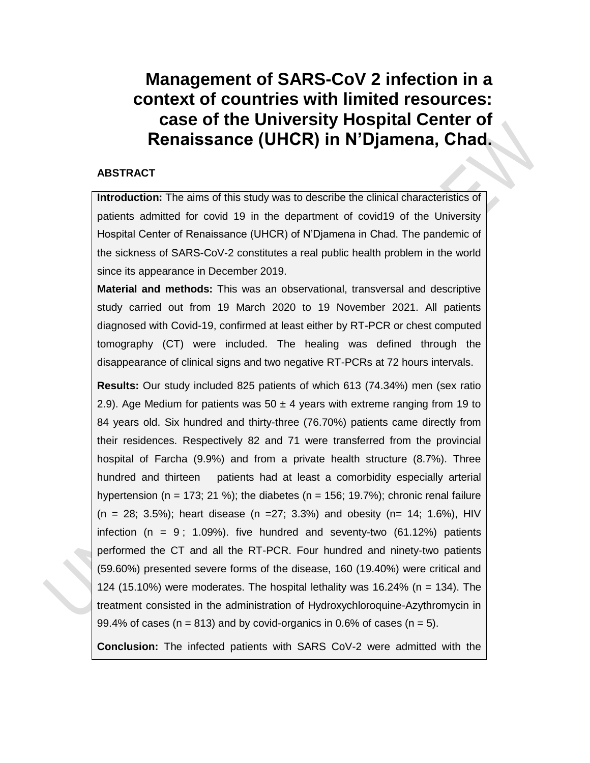# Management of SARS-CoV 2 infection in a context of countries with limited resources: case of the University Hospital Center of Renaissance (UHCR) in N'Djamena, Chad.

## ABSTRACT

**Introduction:** The aims of this study was to describe the clinical characteristics of patients admitted for covid 19 in the department of covid19 of the University Hospital Center of Renaissance (UHCR) of N'Djamena in Chad. The pandemic of the sickness of SARS-CoV-2 constitutes a real public health problem in the world since its appearance in December 2019.

**Material and methods:** This was an observational, transversal and descriptive study carried out from 19 March 2020 to 19 November 2021. All patients diagnosed with Covid-19, confirmed at least either by RT-PCR or chest computed tomography (CT) were included. The healing was defined through the disappearance of clinical signs and two negative RT-PCRs at 72 hours intervals.

**Results:** Our study included 825 patients of which 613 (74.34%) men (sex ratio 2.9). Age Medium for patients was 50 ± 4 years with extreme ranging from 19 to 84 years old. Six hundred and thirty-three (76.70%) patients came directly from their residences. Respectively 82 and 71 were transferred from the provincial hospital of Farcha (9.9%) and from a private health structure (8.7%). Three hundred and thirteen patients had at least a comorbidity especially arterial hypertension (n = 173; 21 %); the diabetes (n = 156; 19.7%); chronic renal failure (n = 28; 3.5%); heart disease (n =27; 3.3%) and obesity (n= 14; 1.6%), HIV infection (n = 9 ; 1.09%). five hundred and seventy-two (61.12%) patients performed the CT and all the RT-PCR. Four hundred and ninety-two patients (59.60%) presented severe forms of the disease, 160 (19.40%) were critical and 124 (15.10%) were moderates. The hospital lethality was 16.24% (n = 134). The treatment consisted in the administration of Hydroxychloroquine-Azythromycin in 99.4% of cases (n = 813) and by covid-organics in 0.6% of cases (n = 5).

**Conclusion:** The infected patients with SARS CoV-2 were admitted with the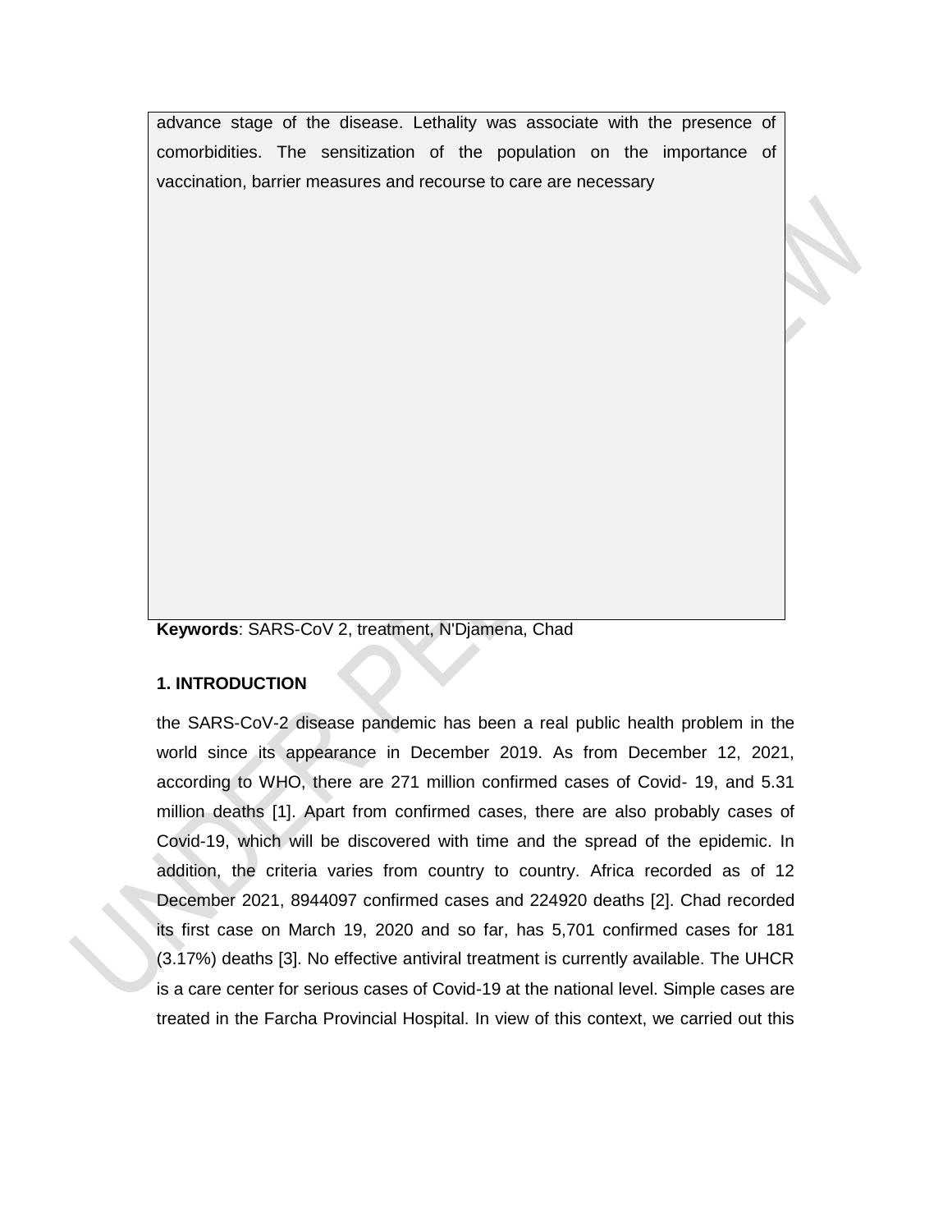advance stage of the disease. Lethality was associate with the presence of comorbidities. The sensitization of the population on the importance of vaccination, barrier measures and recourse to care are necessary

**Keywords**: SARS-CoV 2, treatment, N'Djamena, Chad

## 1. INTRODUCTION

the SARS-CoV-2 disease pandemic has been a real public health problem in the world since its appearance in December 2019. As from December 12, 2021, according to WHO, there are 271 million confirmed cases of Covid- 19, and 5.31 million deaths [1]. Apart from confirmed cases, there are also probably cases of Covid-19, which will be discovered with time and the spread of the epidemic. In addition, the criteria varies from country to country. Africa recorded as of 12 December 2021, 8944097 confirmed cases and 224920 deaths [2]. Chad recorded its first case on March 19, 2020 and so far, has 5,701 confirmed cases for 181 (3.17%) deaths [3]. No effective antiviral treatment is currently available. The UHCR is a care center for serious cases of Covid-19 at the national level. Simple cases are treated in the Farcha Provincial Hospital. In view of this context, we carried out this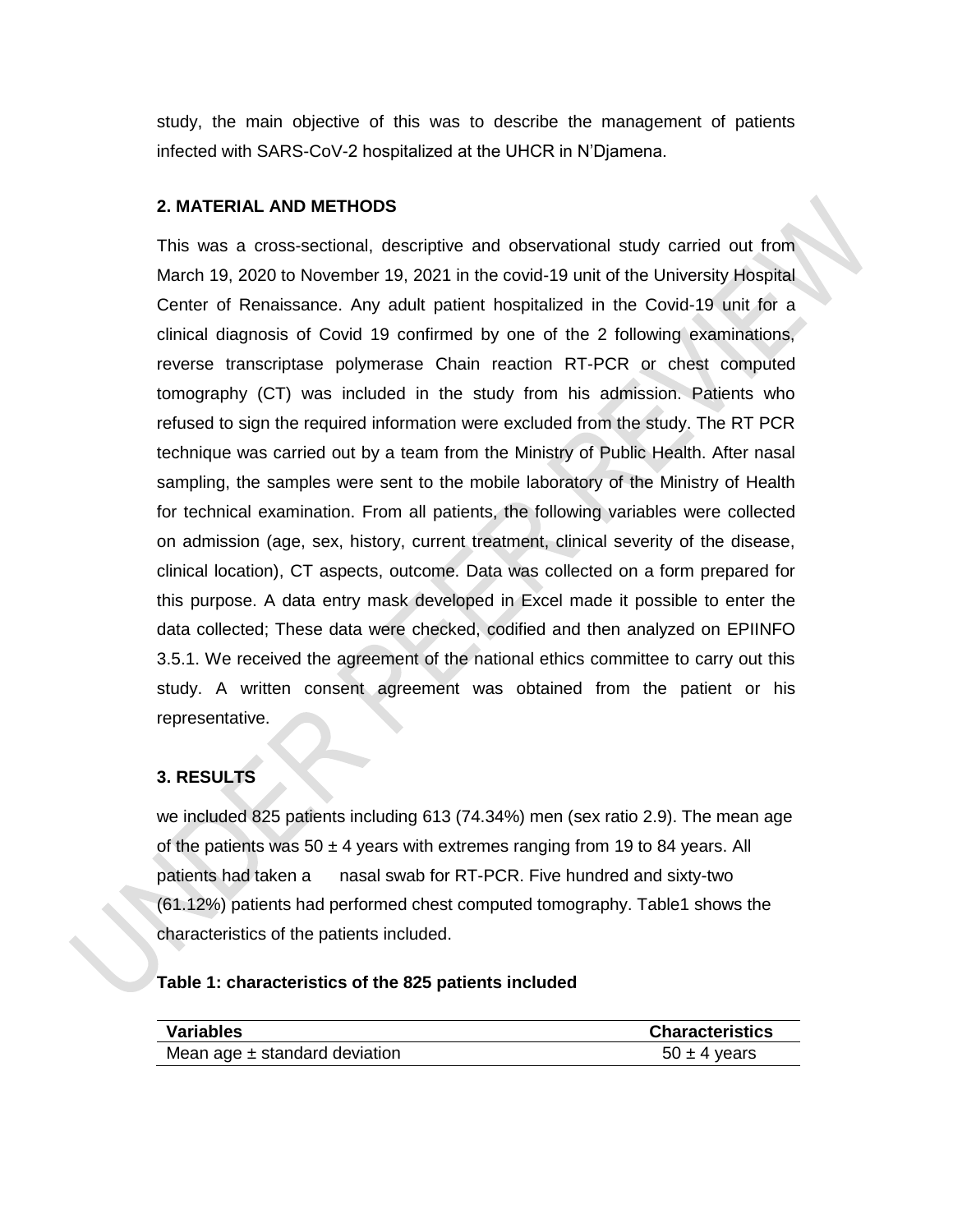study, the main objective of this was to describe the management of patients infected with SARS-CoV-2 hospitalized at the UHCR in N'Djamena.

## 2. MATERIAL AND METHODS

This was a cross-sectional, descriptive and observational study carried out from March 19, 2020 to November 19, 2021 in the covid-19 unit of the University Hospital Center of Renaissance. Any adult patient hospitalized in the Covid-19 unit for a clinical diagnosis of Covid 19 confirmed by one of the 2 following examinations, reverse transcriptase polymerase Chain reaction RT-PCR or chest computed tomography (CT) was included in the study from his admission. Patients who refused to sign the required information were excluded from the study. The RT PCR technique was carried out by a team from the Ministry of Public Health. After nasal sampling, the samples were sent to the mobile laboratory of the Ministry of Health for technical examination. From all patients, the following variables were collected on admission (age, sex, history, current treatment, clinical severity of the disease, clinical location), CT aspects, outcome. Data was collected on a form prepared for this purpose. A data entry mask developed in Excel made it possible to enter the data collected; These data were checked, codified and then analyzed on EPIINFO 3.5.1. We received the agreement of the national ethics committee to carry out this study. A written consent agreement was obtained from the patient or his representative.

## 3. RESULTS

we included 825 patients including 613 (74.34%) men (sex ratio 2.9). The mean age of the patients was 50 ± 4 years with extremes ranging from 19 to 84 years. All patients had taken a nasal swab for RT-PCR. Five hundred and sixty-two (61.12%) patients had performed chest computed tomography. Table1 shows the characteristics of the patients included.

**Table 1: characteristics of the 825 patients included**

| Variables | Characteristics |
|---|---|
| Mean age ± standard deviation | 50 ± 4 years |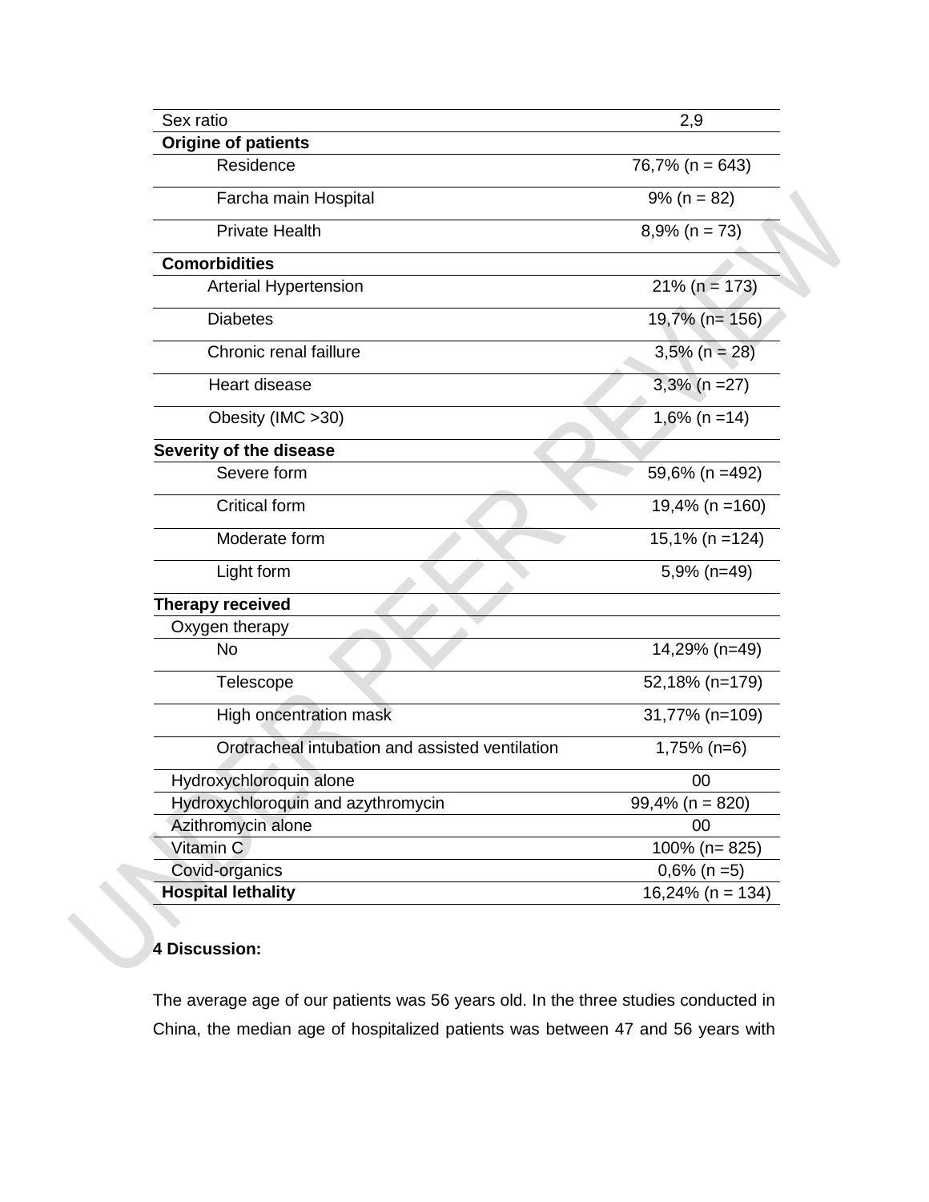| | |
|---|---|
| Sex ratio | 2,9 |
| **Origine of patients** | |
| Residence | 76,7% (n = 643) |
| Farcha main Hospital | 9% (n = 82) |
| Private Health | 8,9% (n = 73) |
| **Comorbidities** | |
| Arterial Hypertension | 21% (n = 173) |
| Diabetes | 19,7% (n= 156) |
| Chronic renal faillure | 3,5% (n = 28) |
| Heart disease | 3,3% (n =27) |
| Obesity (IMC >30) | 1,6% (n =14) |
| **Severity of the disease** | |
| Severe form | 59,6% (n =492) |
| Critical form | 19,4% (n =160) |
| Moderate form | 15,1% (n =124) |
| Light form | 5,9% (n=49) |
| **Therapy received** | |
| Oxygen therapy | |
| No | 14,29% (n=49) |
| Telescope | 52,18% (n=179) |
| High oncentration mask | 31,77% (n=109) |
| Orotracheal intubation and assisted ventilation | 1,75% (n=6) |
| Hydroxychloroquin alone | 00 |
| Hydroxychloroquin and azythromycin | 99,4% (n = 820) |
| Azithromycin alone | 00 |
| Vitamin C | 100% (n= 825) |
| Covid-organics | 0,6% (n =5) |
| **Hospital lethality** | 16,24% (n = 134) |

**4 Discussion:**

The average age of our patients was 56 years old. In the three studies conducted in China, the median age of hospitalized patients was between 47 and 56 years with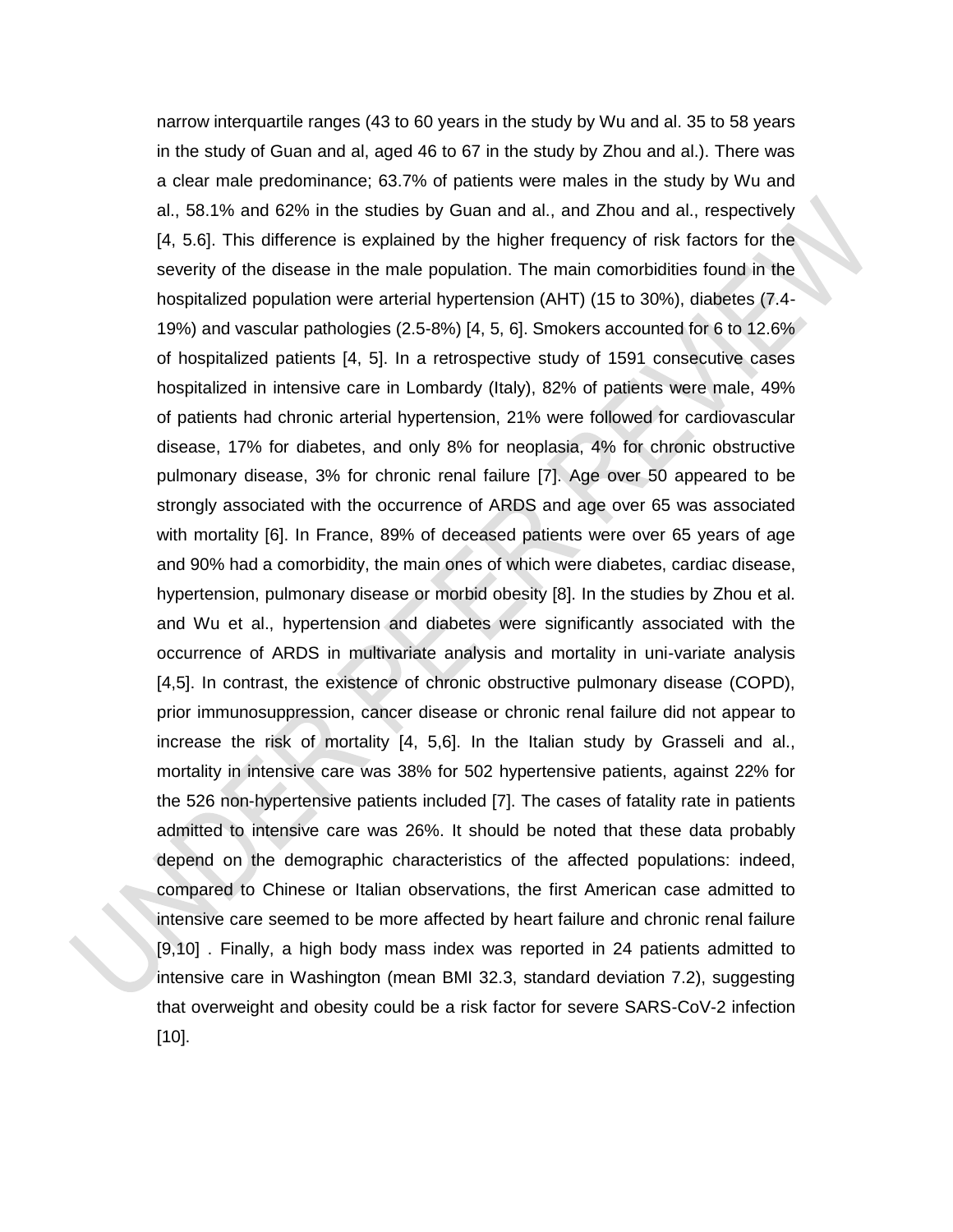narrow interquartile ranges (43 to 60 years in the study by Wu and al. 35 to 58 years in the study of Guan and al, aged 46 to 67 in the study by Zhou and al.). There was a clear male predominance; 63.7% of patients were males in the study by Wu and al., 58.1% and 62% in the studies by Guan and al., and Zhou and al., respectively [4, 5.6]. This difference is explained by the higher frequency of risk factors for the severity of the disease in the male population. The main comorbidities found in the hospitalized population were arterial hypertension (AHT) (15 to 30%), diabetes (7.4-19%) and vascular pathologies (2.5-8%) [4, 5, 6]. Smokers accounted for 6 to 12.6% of hospitalized patients [4, 5]. In a retrospective study of 1591 consecutive cases hospitalized in intensive care in Lombardy (Italy), 82% of patients were male, 49% of patients had chronic arterial hypertension, 21% were followed for cardiovascular disease, 17% for diabetes, and only 8% for neoplasia, 4% for chronic obstructive pulmonary disease, 3% for chronic renal failure [7]. Age over 50 appeared to be strongly associated with the occurrence of ARDS and age over 65 was associated with mortality [6]. In France, 89% of deceased patients were over 65 years of age and 90% had a comorbidity, the main ones of which were diabetes, cardiac disease, hypertension, pulmonary disease or morbid obesity [8]. In the studies by Zhou et al. and Wu et al., hypertension and diabetes were significantly associated with the occurrence of ARDS in multivariate analysis and mortality in uni-variate analysis [4,5]. In contrast, the existence of chronic obstructive pulmonary disease (COPD), prior immunosuppression, cancer disease or chronic renal failure did not appear to increase the risk of mortality [4, 5,6]. In the Italian study by Grasseli and al., mortality in intensive care was 38% for 502 hypertensive patients, against 22% for the 526 non-hypertensive patients included [7]. The cases of fatality rate in patients admitted to intensive care was 26%. It should be noted that these data probably depend on the demographic characteristics of the affected populations: indeed, compared to Chinese or Italian observations, the first American case admitted to intensive care seemed to be more affected by heart failure and chronic renal failure [9,10] . Finally, a high body mass index was reported in 24 patients admitted to intensive care in Washington (mean BMI 32.3, standard deviation 7.2), suggesting that overweight and obesity could be a risk factor for severe SARS-CoV-2 infection [10].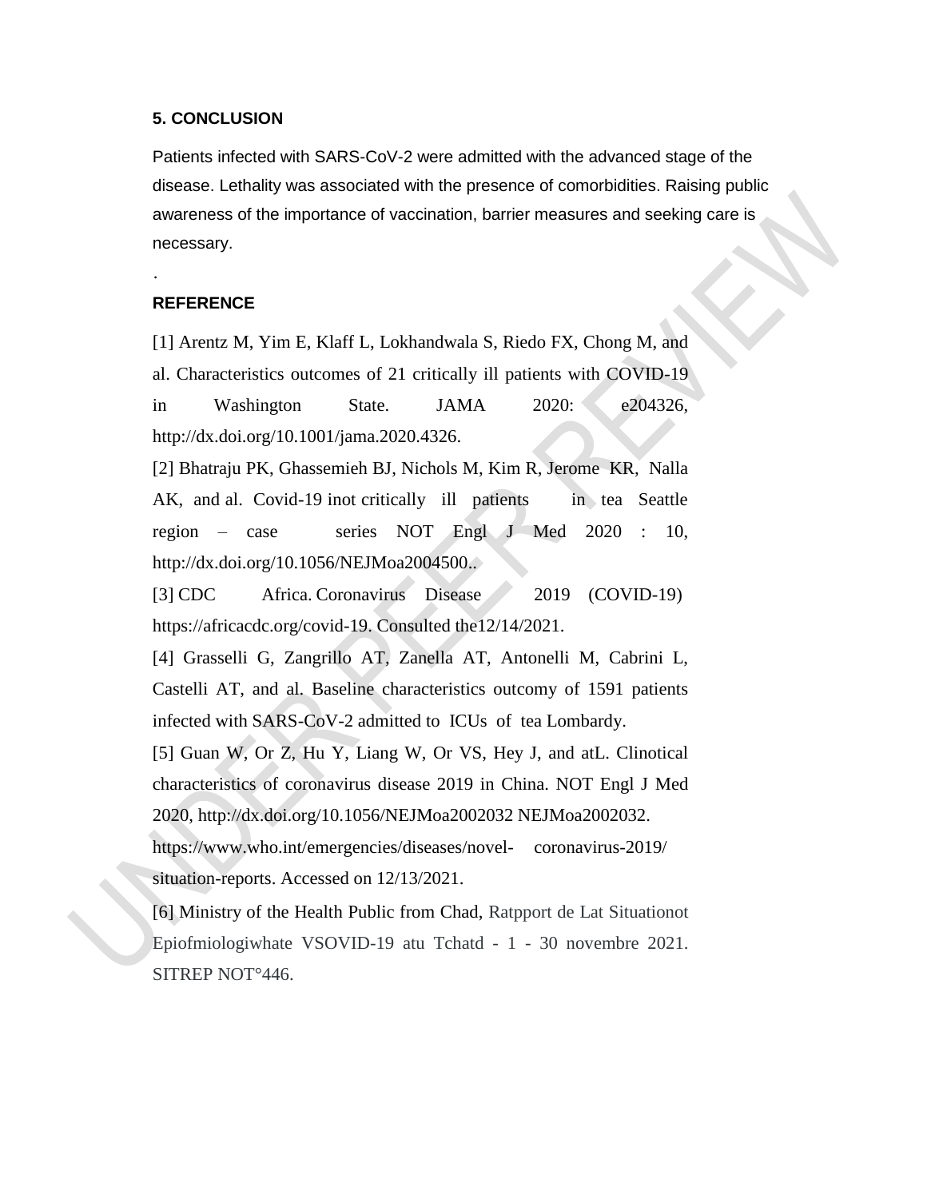## 5. CONCLUSION

Patients infected with SARS-CoV-2 were admitted with the advanced stage of the disease. Lethality was associated with the presence of comorbidities. Raising public awareness of the importance of vaccination, barrier measures and seeking care is necessary.

.

## REFERENCE

[1] Arentz M, Yim E, Klaff L, Lokhandwala S, Riedo FX, Chong M, and al. Characteristics outcomes of 21 critically ill patients with COVID-19 in Washington State. JAMA 2020: e204326, http://dx.doi.org/10.1001/jama.2020.4326.

[2] Bhatraju PK, Ghassemieh BJ, Nichols M, Kim R, Jerome KR, Nalla AK, and al. Covid-19 inot critically ill patients in tea Seattle region – case series NOT Engl J Med 2020 : 10, http://dx.doi.org/10.1056/NEJMoa2004500..

[3] CDC Africa. Coronavirus Disease 2019 (COVID-19) https://africacdc.org/covid-19. Consulted the12/14/2021.

[4] Grasselli G, Zangrillo AT, Zanella AT, Antonelli M, Cabrini L, Castelli AT, and al. Baseline characteristics outcomy of 1591 patients infected with SARS-CoV-2 admitted to ICUs of tea Lombardy.

[5] Guan W, Or Z, Hu Y, Liang W, Or VS, Hey J, and atL. Clinotical characteristics of coronavirus disease 2019 in China. NOT Engl J Med 2020, http://dx.doi.org/10.1056/NEJMoa2002032 NEJMoa2002032. https://www.who.int/emergencies/diseases/novel- coronavirus-2019/ situation-reports. Accessed on 12/13/2021.

[6] Ministry of the Health Public from Chad, Ratpport de Lat Situationot Epiofmiologiwhate VSOVID-19 atu Tchatd - 1 - 30 novembre 2021. SITREP NOT°446.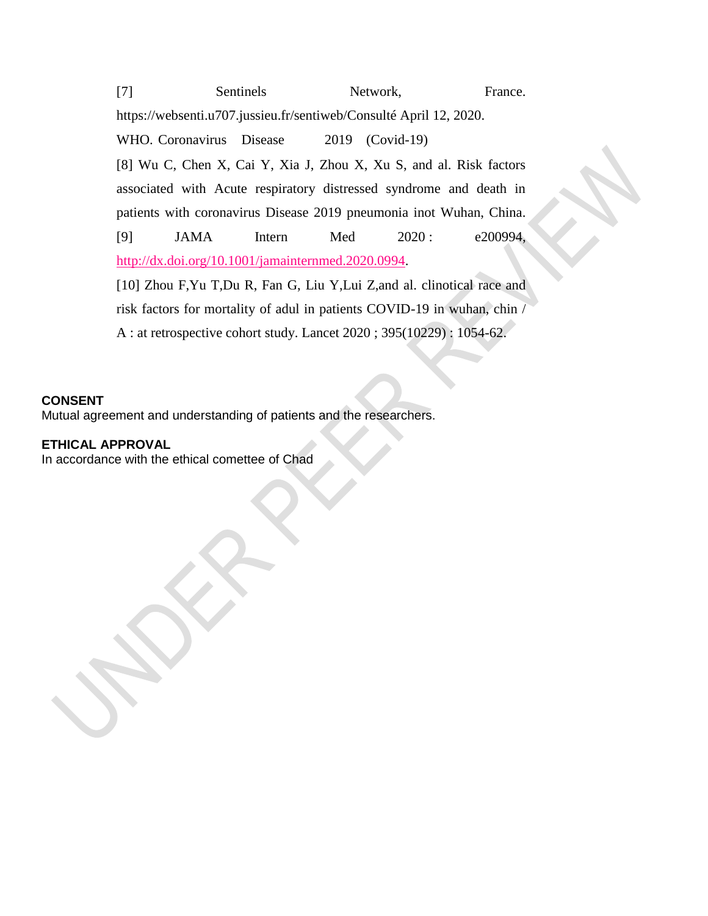[7] Sentinels Network, France. https://websenti.u707.jussieu.fr/sentiweb/Consulté April 12, 2020.

WHO. Coronavirus Disease 2019 (Covid-19)

[8] Wu C, Chen X, Cai Y, Xia J, Zhou X, Xu S, and al. Risk factors associated with Acute respiratory distressed syndrome and death in patients with coronavirus Disease 2019 pneumonia inot Wuhan, China.

[9] JAMA Intern Med 2020 : e200994, http://dx.doi.org/10.1001/jamainternmed.2020.0994.

[10] Zhou F,Yu T,Du R, Fan G, Liu Y,Lui Z,and al. clinotical race and risk factors for mortality of adul in patients COVID-19 in wuhan, chin / A : at retrospective cohort study. Lancet 2020 ; 395(10229) : 1054-62.

**CONSENT**

Mutual agreement and understanding of patients and the researchers.

**ETHICAL APPROVAL**

In accordance with the ethical comettee of Chad